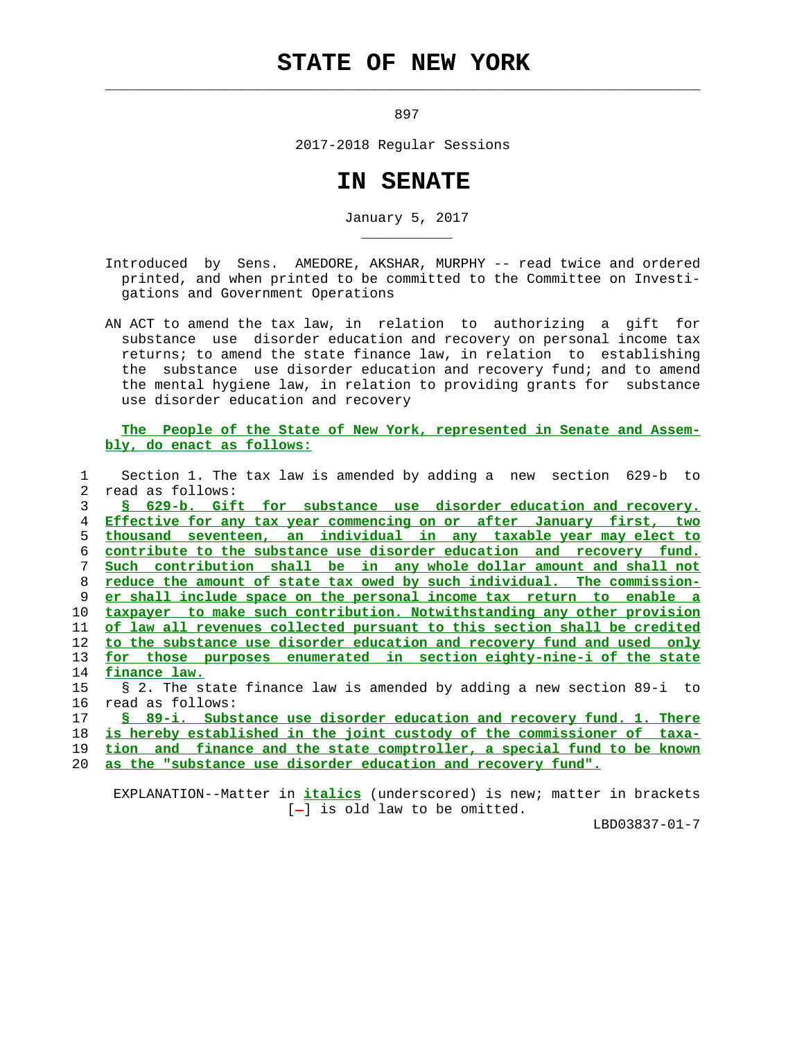# STATE OF NEW YORK

897

2017-2018 Regular Sessions

# IN SENATE

January 5, 2017

Introduced by Sens. AMEDORE, AKSHAR, MURPHY -- read twice and ordered printed, and when printed to be committed to the Committee on Investigations and Government Operations

AN ACT to amend the tax law, in relation to authorizing a gift for substance use disorder education and recovery on personal income tax returns; to amend the state finance law, in relation to establishing the substance use disorder education and recovery fund; and to amend the mental hygiene law, in relation to providing grants for substance use disorder education and recovery

**The People of the State of New York, represented in Senate and Assembly, do enact as follows:**

Section 1. The tax law is amended by adding a new section 629-b to read as follows:

**§ 629-b. Gift for substance use disorder education and recovery. Effective for any tax year commencing on or after January first, two thousand seventeen, an individual in any taxable year may elect to contribute to the substance use disorder education and recovery fund. Such contribution shall be in any whole dollar amount and shall not reduce the amount of state tax owed by such individual. The commissioner shall include space on the personal income tax return to enable a taxpayer to make such contribution. Notwithstanding any other provision of law all revenues collected pursuant to this section shall be credited to the substance use disorder education and recovery fund and used only for those purposes enumerated in section eighty-nine-i of the state finance law.**

§ 2. The state finance law is amended by adding a new section 89-i to read as follows:

**§ 89-i. Substance use disorder education and recovery fund. 1. There is hereby established in the joint custody of the commissioner of taxation and finance and the state comptroller, a special fund to be known as the "substance use disorder education and recovery fund".**

EXPLANATION--Matter in *italics* (underscored) is new; matter in brackets [-] is old law to be omitted.

LBD03837-01-7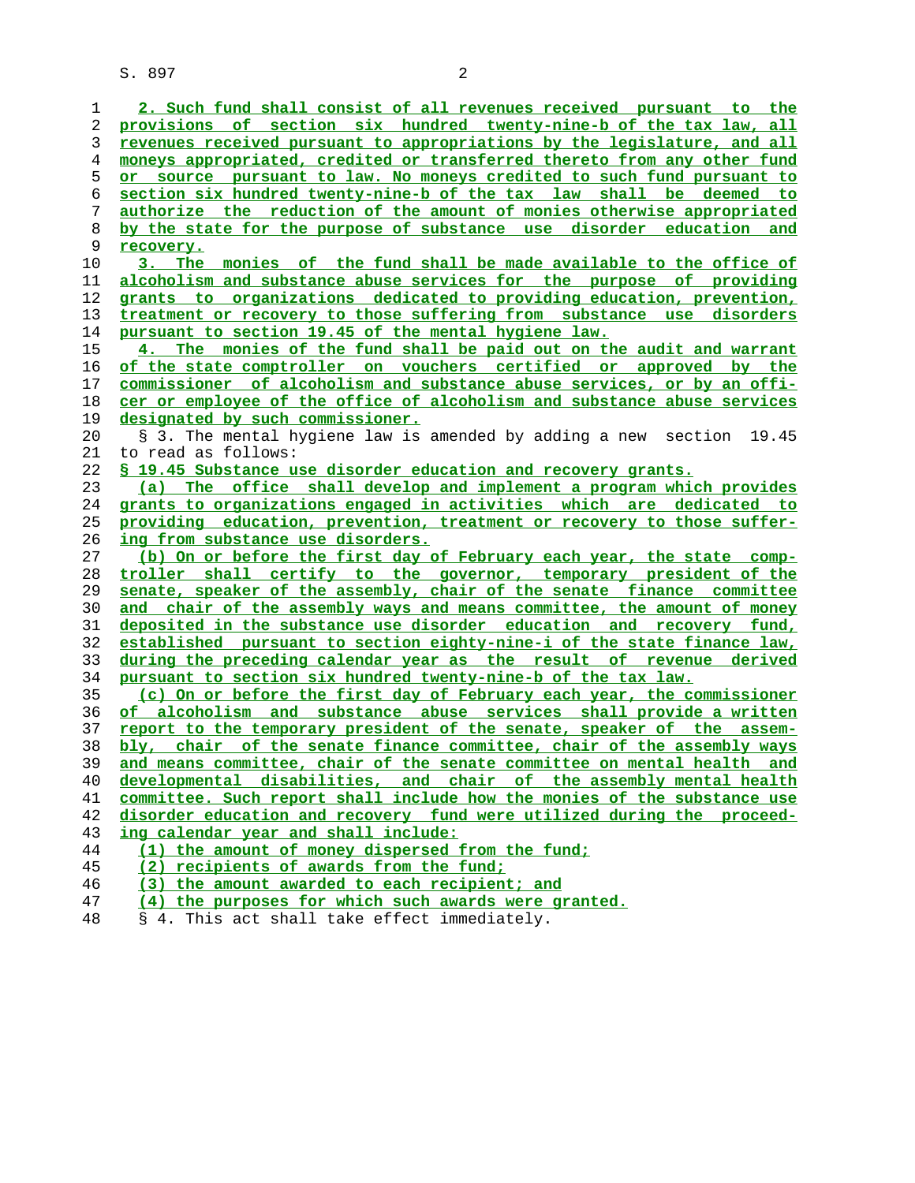2. Such fund shall consist of all revenues received pursuant to the provisions of section six hundred twenty-nine-b of the tax law, all revenues received pursuant to appropriations by the legislature, and all moneys appropriated, credited or transferred thereto from any other fund or source pursuant to law. No moneys credited to such fund pursuant to section six hundred twenty-nine-b of the tax law shall be deemed to authorize the reduction of the amount of monies otherwise appropriated by the state for the purpose of substance use disorder education and recovery.

3. The monies of the fund shall be made available to the office of alcoholism and substance abuse services for the purpose of providing grants to organizations dedicated to providing education, prevention, treatment or recovery to those suffering from substance use disorders pursuant to section 19.45 of the mental hygiene law.

4. The monies of the fund shall be paid out on the audit and warrant of the state comptroller on vouchers certified or approved by the commissioner of alcoholism and substance abuse services, or by an officer or employee of the office of alcoholism and substance abuse services designated by such commissioner.

§ 3. The mental hygiene law is amended by adding a new section 19.45 to read as follows:

§ 19.45 Substance use disorder education and recovery grants.

(a) The office shall develop and implement a program which provides grants to organizations engaged in activities which are dedicated to providing education, prevention, treatment or recovery to those suffering from substance use disorders.

(b) On or before the first day of February each year, the state comptroller shall certify to the governor, temporary president of the senate, speaker of the assembly, chair of the senate finance committee and chair of the assembly ways and means committee, the amount of money deposited in the substance use disorder education and recovery fund, established pursuant to section eighty-nine-i of the state finance law, during the preceding calendar year as the result of revenue derived pursuant to section six hundred twenty-nine-b of the tax law.

(c) On or before the first day of February each year, the commissioner of alcoholism and substance abuse services shall provide a written report to the temporary president of the senate, speaker of the assembly, chair of the senate finance committee, chair of the assembly ways and means committee, chair of the senate committee on mental health and developmental disabilities, and chair of the assembly mental health committee. Such report shall include how the monies of the substance use disorder education and recovery fund were utilized during the proceeding calendar year and shall include:

(1) the amount of money dispersed from the fund;

(2) recipients of awards from the fund;

(3) the amount awarded to each recipient; and

(4) the purposes for which such awards were granted.

§ 4. This act shall take effect immediately.